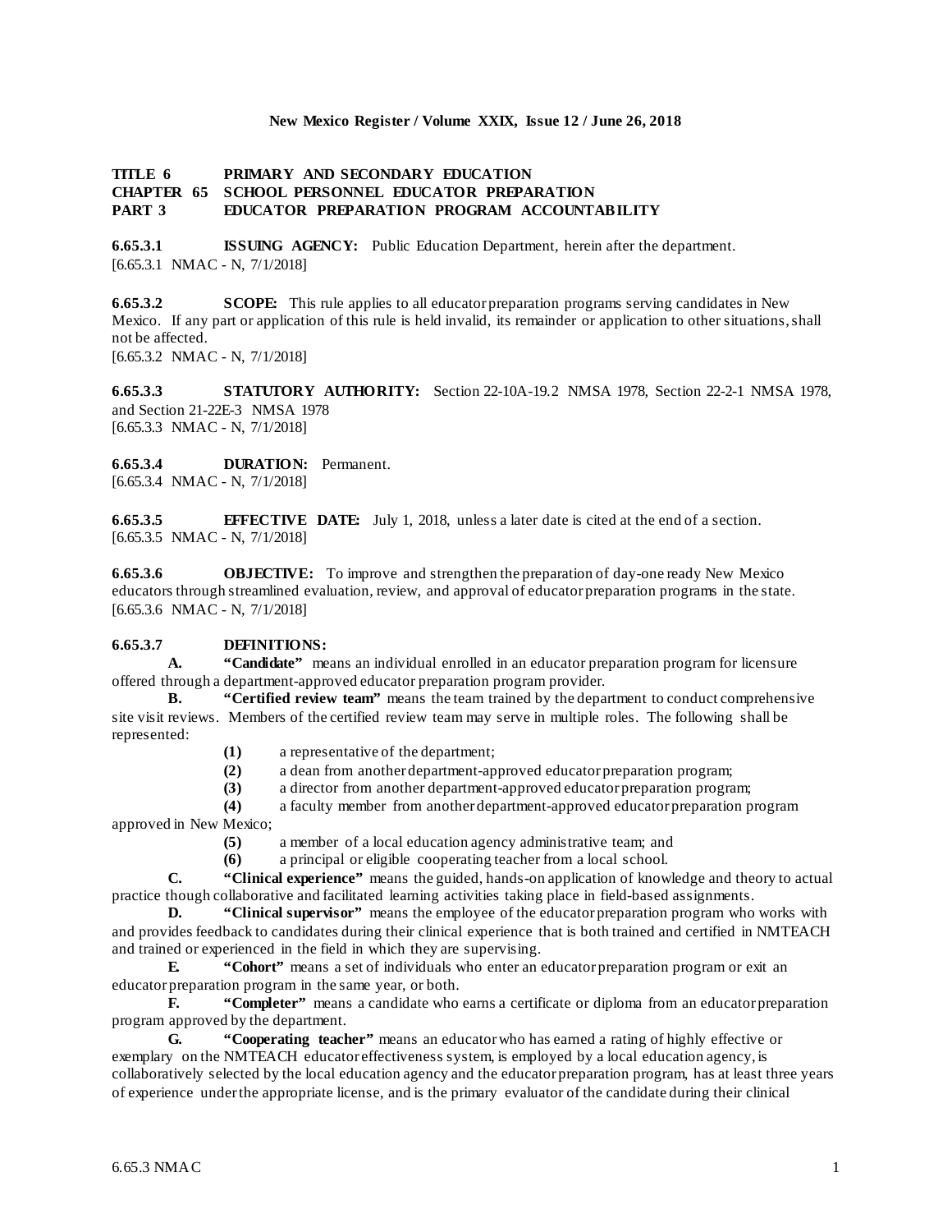**TITLE 6 PRIMARY AND SECONDARY EDUCATION**
**CHAPTER 65 SCHOOL PERSONNEL EDUCATOR PREPARATION**
**PART 3 EDUCATOR PREPARATION PROGRAM ACCOUNTABILITY**

**6.65.3.1 ISSUING AGENCY:** Public Education Department, herein after the department.
[6.65.3.1 NMAC - N, 7/1/2018]

**6.65.3.2 SCOPE:** This rule applies to all educator preparation programs serving candidates in New Mexico. If any part or application of this rule is held invalid, its remainder or application to other situations, shall not be affected.
[6.65.3.2 NMAC - N, 7/1/2018]

**6.65.3.3 STATUTORY AUTHORITY:** Section 22-10A-19.2 NMSA 1978, Section 22-2-1 NMSA 1978, and Section 21-22E-3 NMSA 1978
[6.65.3.3 NMAC - N, 7/1/2018]

**6.65.3.4 DURATION:** Permanent.
[6.65.3.4 NMAC - N, 7/1/2018]

**6.65.3.5 EFFECTIVE DATE:** July 1, 2018, unless a later date is cited at the end of a section.
[6.65.3.5 NMAC - N, 7/1/2018]

**6.65.3.6 OBJECTIVE:** To improve and strengthen the preparation of day-one ready New Mexico educators through streamlined evaluation, review, and approval of educator preparation programs in the state.
[6.65.3.6 NMAC - N, 7/1/2018]

**6.65.3.7 DEFINITIONS:**

**A. "Candidate"** means an individual enrolled in an educator preparation program for licensure offered through a department-approved educator preparation program provider.

**B. "Certified review team"** means the team trained by the department to conduct comprehensive site visit reviews. Members of the certified review team may serve in multiple roles. The following shall be represented:

**(1)** a representative of the department;
**(2)** a dean from another department-approved educator preparation program;
**(3)** a director from another department-approved educator preparation program;
**(4)** a faculty member from another department-approved educator preparation program approved in New Mexico;
**(5)** a member of a local education agency administrative team; and
**(6)** a principal or eligible cooperating teacher from a local school.

**C. "Clinical experience"** means the guided, hands-on application of knowledge and theory to actual practice though collaborative and facilitated learning activities taking place in field-based assignments.

**D. "Clinical supervisor"** means the employee of the educator preparation program who works with and provides feedback to candidates during their clinical experience that is both trained and certified in NMTEACH and trained or experienced in the field in which they are supervising.

**E. "Cohort"** means a set of individuals who enter an educator preparation program or exit an educator preparation program in the same year, or both.

**F. "Completer"** means a candidate who earns a certificate or diploma from an educator preparation program approved by the department.

**G. "Cooperating teacher"** means an educator who has earned a rating of highly effective or exemplary on the NMTEACH educator effectiveness system, is employed by a local education agency, is collaboratively selected by the local education agency and the educator preparation program, has at least three years of experience under the appropriate license, and is the primary evaluator of the candidate during their clinical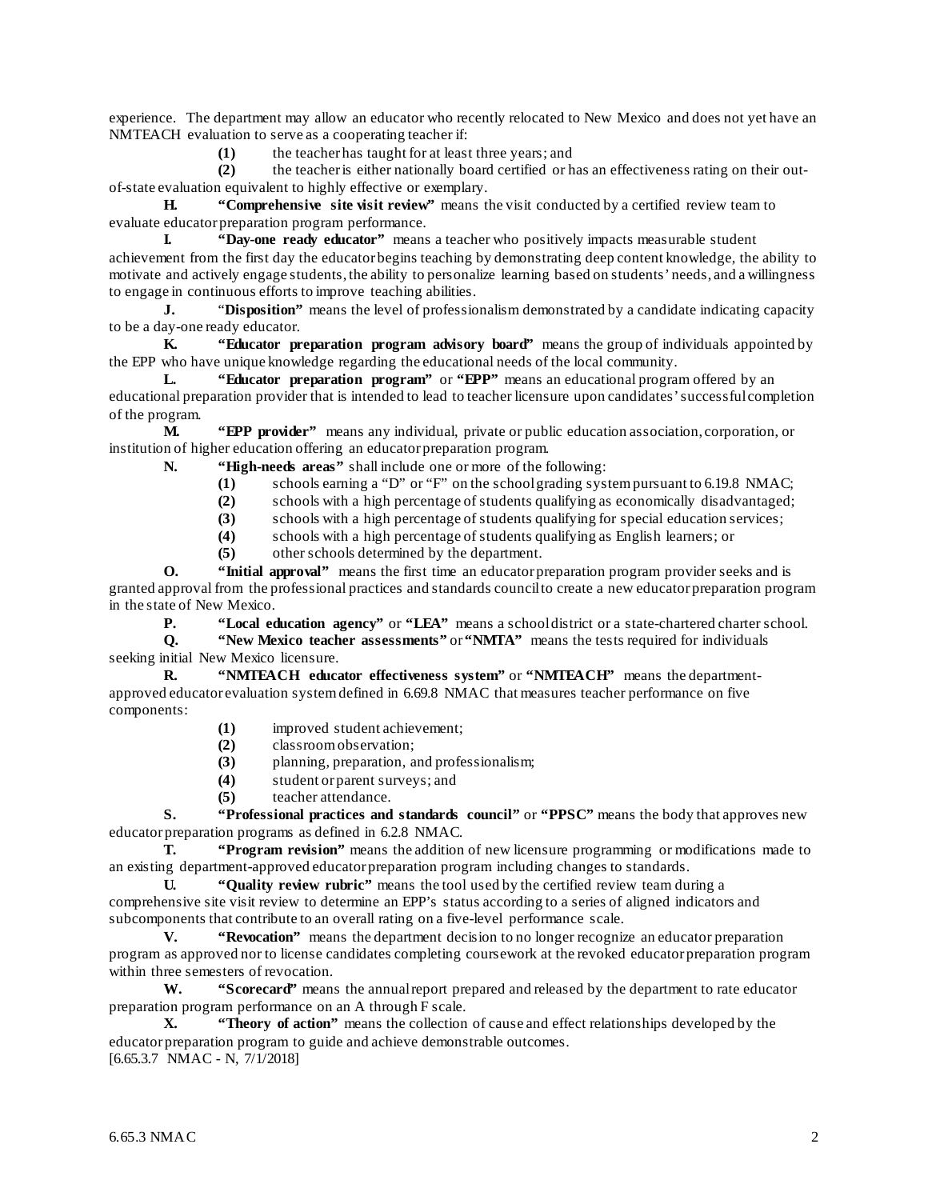experience. The department may allow an educator who recently relocated to New Mexico and does not yet have an NMTEACH evaluation to serve as a cooperating teacher if:

**(1)** the teacher has taught for at least three years; and

**(2)** the teacher is either nationally board certified or has an effectiveness rating on their out-of-state evaluation equivalent to highly effective or exemplary.

**H. "Comprehensive site visit review"** means the visit conducted by a certified review team to evaluate educator preparation program performance.

**I. "Day-one ready educator"** means a teacher who positively impacts measurable student achievement from the first day the educator begins teaching by demonstrating deep content knowledge, the ability to motivate and actively engage students, the ability to personalize learning based on students' needs, and a willingness to engage in continuous efforts to improve teaching abilities.

**J.** "**Disposition"** means the level of professionalism demonstrated by a candidate indicating capacity to be a day-one ready educator.

**K. "Educator preparation program advisory board"** means the group of individuals appointed by the EPP who have unique knowledge regarding the educational needs of the local community.

**L. "Educator preparation program"** or **"EPP"** means an educational program offered by an educational preparation provider that is intended to lead to teacher licensure upon candidates' successful completion of the program.

**M. "EPP provider"** means any individual, private or public education association, corporation, or institution of higher education offering an educator preparation program.

**N. "High-needs areas"** shall include one or more of the following:

**(1)** schools earning a "D" or "F" on the school grading system pursuant to 6.19.8 NMAC;

**(2)** schools with a high percentage of students qualifying as economically disadvantaged;

**(3)** schools with a high percentage of students qualifying for special education services;

**(4)** schools with a high percentage of students qualifying as English learners; or

**(5)** other schools determined by the department.

**O. "Initial approval"** means the first time an educator preparation program provider seeks and is granted approval from the professional practices and standards council to create a new educator preparation program in the state of New Mexico.

**P. "Local education agency"** or **"LEA"** means a school district or a state-chartered charter school.

**Q. "New Mexico teacher assessments"** or **"NMTA"** means the tests required for individuals seeking initial New Mexico licensure.

**R. "NMTEACH educator effectiveness system"** or **"NMTEACH"** means the department-approved educator evaluation system defined in 6.69.8 NMAC that measures teacher performance on five components:

**(1)** improved student achievement;

**(2)** classroom observation;

**(3)** planning, preparation, and professionalism;

**(4)** student or parent surveys; and

**(5)** teacher attendance.

**S. "Professional practices and standards council"** or **"PPSC"** means the body that approves new educator preparation programs as defined in 6.2.8 NMAC.

**T. "Program revision"** means the addition of new licensure programming or modifications made to an existing department-approved educator preparation program including changes to standards.

**U. "Quality review rubric"** means the tool used by the certified review team during a comprehensive site visit review to determine an EPP's status according to a series of aligned indicators and subcomponents that contribute to an overall rating on a five-level performance scale.

**V. "Revocation"** means the department decision to no longer recognize an educator preparation program as approved nor to license candidates completing coursework at the revoked educator preparation program within three semesters of revocation.

**W. "Scorecard"** means the annual report prepared and released by the department to rate educator preparation program performance on an A through F scale.

**X. "Theory of action"** means the collection of cause and effect relationships developed by the educator preparation program to guide and achieve demonstrable outcomes.

[6.65.3.7 NMAC - N, 7/1/2018]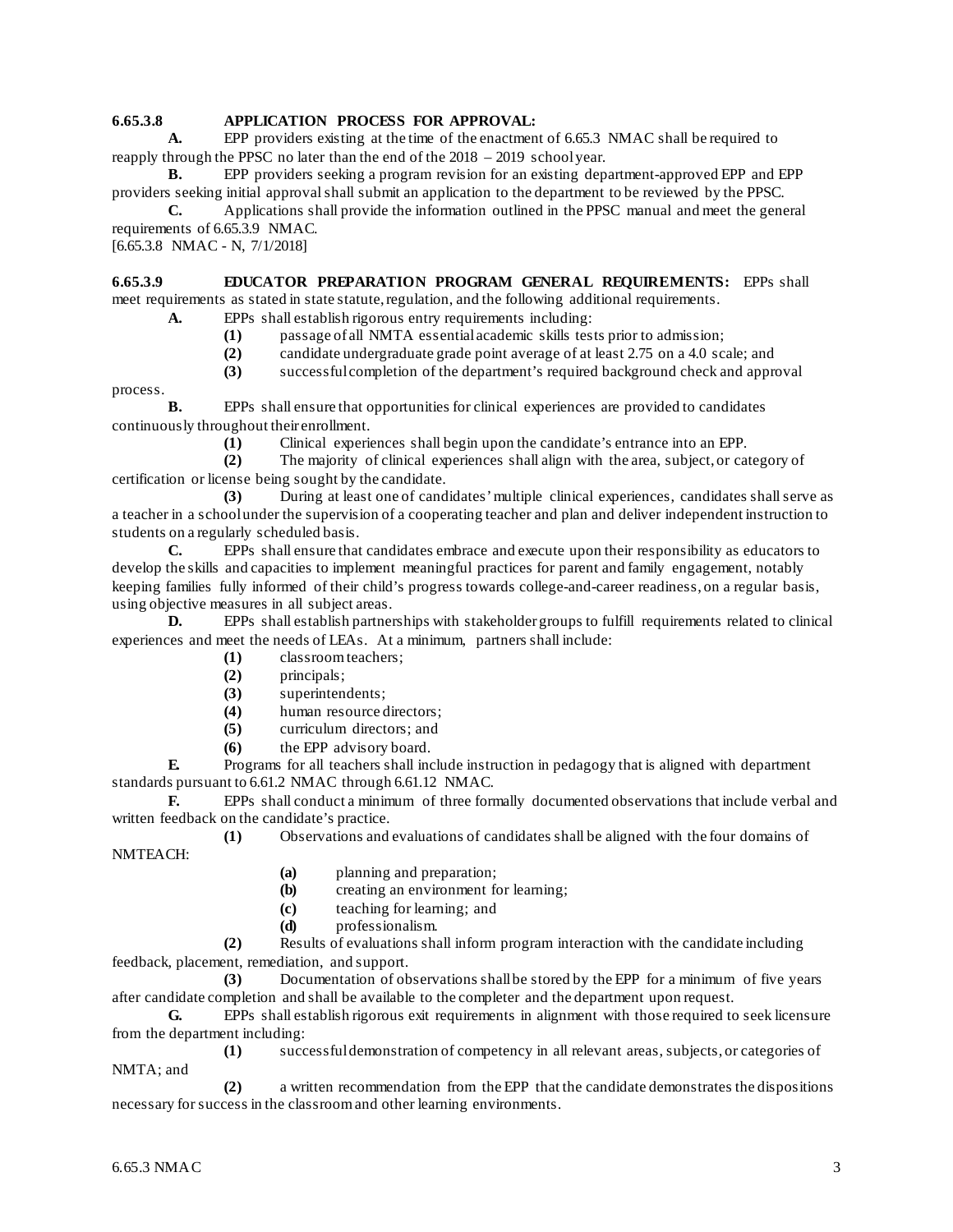**6.65.3.8 APPLICATION PROCESS FOR APPROVAL:**

**A.** EPP providers existing at the time of the enactment of 6.65.3 NMAC shall be required to reapply through the PPSC no later than the end of the 2018 – 2019 school year.

**B.** EPP providers seeking a program revision for an existing department-approved EPP and EPP providers seeking initial approval shall submit an application to the department to be reviewed by the PPSC.

**C.** Applications shall provide the information outlined in the PPSC manual and meet the general requirements of 6.65.3.9 NMAC.

[6.65.3.8 NMAC - N, 7/1/2018]

**6.65.3.9 EDUCATOR PREPARATION PROGRAM GENERAL REQUIREMENTS:** EPPs shall meet requirements as stated in state statute, regulation, and the following additional requirements.

**A.** EPPs shall establish rigorous entry requirements including:

**(1)** passage of all NMTA essential academic skills tests prior to admission;

**(2)** candidate undergraduate grade point average of at least 2.75 on a 4.0 scale; and

**(3)** successful completion of the department's required background check and approval process.

**B.** EPPs shall ensure that opportunities for clinical experiences are provided to candidates continuously throughout their enrollment.

**(1)** Clinical experiences shall begin upon the candidate's entrance into an EPP.

**(2)** The majority of clinical experiences shall align with the area, subject, or category of certification or license being sought by the candidate.

**(3)** During at least one of candidates' multiple clinical experiences, candidates shall serve as a teacher in a school under the supervision of a cooperating teacher and plan and deliver independent instruction to students on a regularly scheduled basis.

**C.** EPPs shall ensure that candidates embrace and execute upon their responsibility as educators to develop the skills and capacities to implement meaningful practices for parent and family engagement, notably keeping families fully informed of their child's progress towards college-and-career readiness, on a regular basis, using objective measures in all subject areas.

**D.** EPPs shall establish partnerships with stakeholder groups to fulfill requirements related to clinical experiences and meet the needs of LEAs. At a minimum, partners shall include:

**(1)** classroom teachers;

**(2)** principals;

**(3)** superintendents;

**(4)** human resource directors;

**(5)** curriculum directors; and

**(6)** the EPP advisory board.

**E.** Programs for all teachers shall include instruction in pedagogy that is aligned with department standards pursuant to 6.61.2 NMAC through 6.61.12 NMAC.

**F.** EPPs shall conduct a minimum of three formally documented observations that include verbal and written feedback on the candidate's practice.

**(1)** Observations and evaluations of candidates shall be aligned with the four domains of NMTEACH:

**(a)** planning and preparation;

**(b)** creating an environment for learning;

**(c)** teaching for learning; and

**(d)** professionalism.

**(2)** Results of evaluations shall inform program interaction with the candidate including feedback, placement, remediation, and support.

**(3)** Documentation of observations shall be stored by the EPP for a minimum of five years after candidate completion and shall be available to the completer and the department upon request.

**G.** EPPs shall establish rigorous exit requirements in alignment with those required to seek licensure from the department including:

**(1)** successful demonstration of competency in all relevant areas, subjects, or categories of NMTA; and

**(2)** a written recommendation from the EPP that the candidate demonstrates the dispositions necessary for success in the classroom and other learning environments.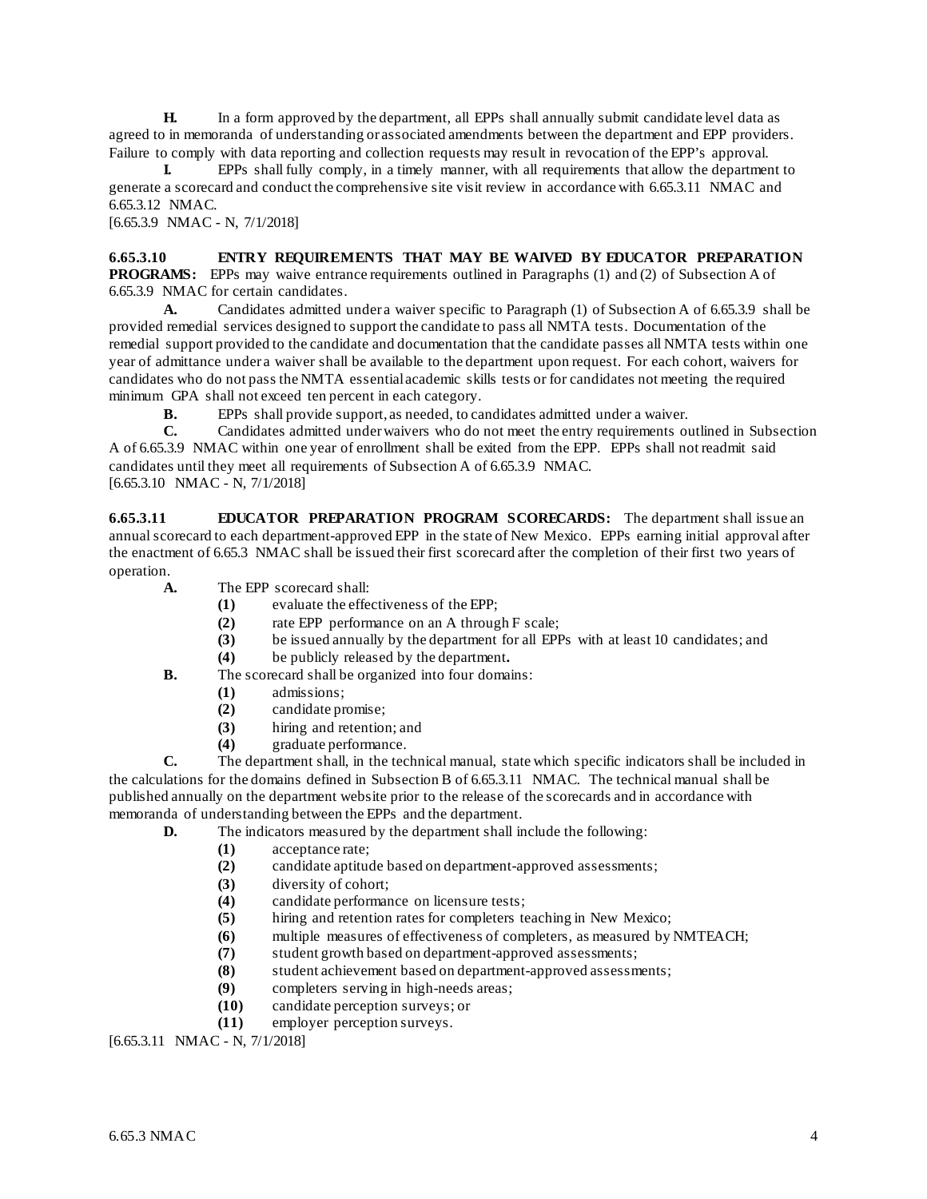**H.** In a form approved by the department, all EPPs shall annually submit candidate level data as agreed to in memoranda of understanding or associated amendments between the department and EPP providers. Failure to comply with data reporting and collection requests may result in revocation of the EPP's approval.

**I.** EPPs shall fully comply, in a timely manner, with all requirements that allow the department to generate a scorecard and conduct the comprehensive site visit review in accordance with 6.65.3.11 NMAC and 6.65.3.12 NMAC.

[6.65.3.9 NMAC - N, 7/1/2018]

**6.65.3.10 ENTRY REQUIREMENTS THAT MAY BE WAIVED BY EDUCATOR PREPARATION PROGRAMS:** EPPs may waive entrance requirements outlined in Paragraphs (1) and (2) of Subsection A of 6.65.3.9 NMAC for certain candidates.

**A.** Candidates admitted under a waiver specific to Paragraph (1) of Subsection A of 6.65.3.9 shall be provided remedial services designed to support the candidate to pass all NMTA tests. Documentation of the remedial support provided to the candidate and documentation that the candidate passes all NMTA tests within one year of admittance under a waiver shall be available to the department upon request. For each cohort, waivers for candidates who do not pass the NMTA essential academic skills tests or for candidates not meeting the required minimum GPA shall not exceed ten percent in each category.

**B.** EPPs shall provide support, as needed, to candidates admitted under a waiver.

**C.** Candidates admitted under waivers who do not meet the entry requirements outlined in Subsection A of 6.65.3.9 NMAC within one year of enrollment shall be exited from the EPP. EPPs shall not readmit said candidates until they meet all requirements of Subsection A of 6.65.3.9 NMAC.

[6.65.3.10 NMAC - N, 7/1/2018]

**6.65.3.11 EDUCATOR PREPARATION PROGRAM SCORECARDS:** The department shall issue an annual scorecard to each department-approved EPP in the state of New Mexico. EPPs earning initial approval after the enactment of 6.65.3 NMAC shall be issued their first scorecard after the completion of their first two years of operation.

**A.** The EPP scorecard shall:

- **(1)** evaluate the effectiveness of the EPP;
- **(2)** rate EPP performance on an A through F scale;
- **(3)** be issued annually by the department for all EPPs with at least 10 candidates; and
- **(4)** be publicly released by the department**.**

**B.** The scorecard shall be organized into four domains:

- **(1)** admissions;
- **(2)** candidate promise;
- **(3)** hiring and retention; and
- **(4)** graduate performance.

**C.** The department shall, in the technical manual, state which specific indicators shall be included in the calculations for the domains defined in Subsection B of 6.65.3.11 NMAC. The technical manual shall be published annually on the department website prior to the release of the scorecards and in accordance with memoranda of understanding between the EPPs and the department.

**D.** The indicators measured by the department shall include the following:

- **(1)** acceptance rate;
- **(2)** candidate aptitude based on department-approved assessments;
- **(3)** diversity of cohort;
- **(4)** candidate performance on licensure tests;
- **(5)** hiring and retention rates for completers teaching in New Mexico;
- **(6)** multiple measures of effectiveness of completers, as measured by NMTEACH;
- **(7)** student growth based on department-approved assessments;
- **(8)** student achievement based on department-approved assessments;
- **(9)** completers serving in high-needs areas;
- **(10)** candidate perception surveys; or
- **(11)** employer perception surveys.

[6.65.3.11 NMAC - N, 7/1/2018]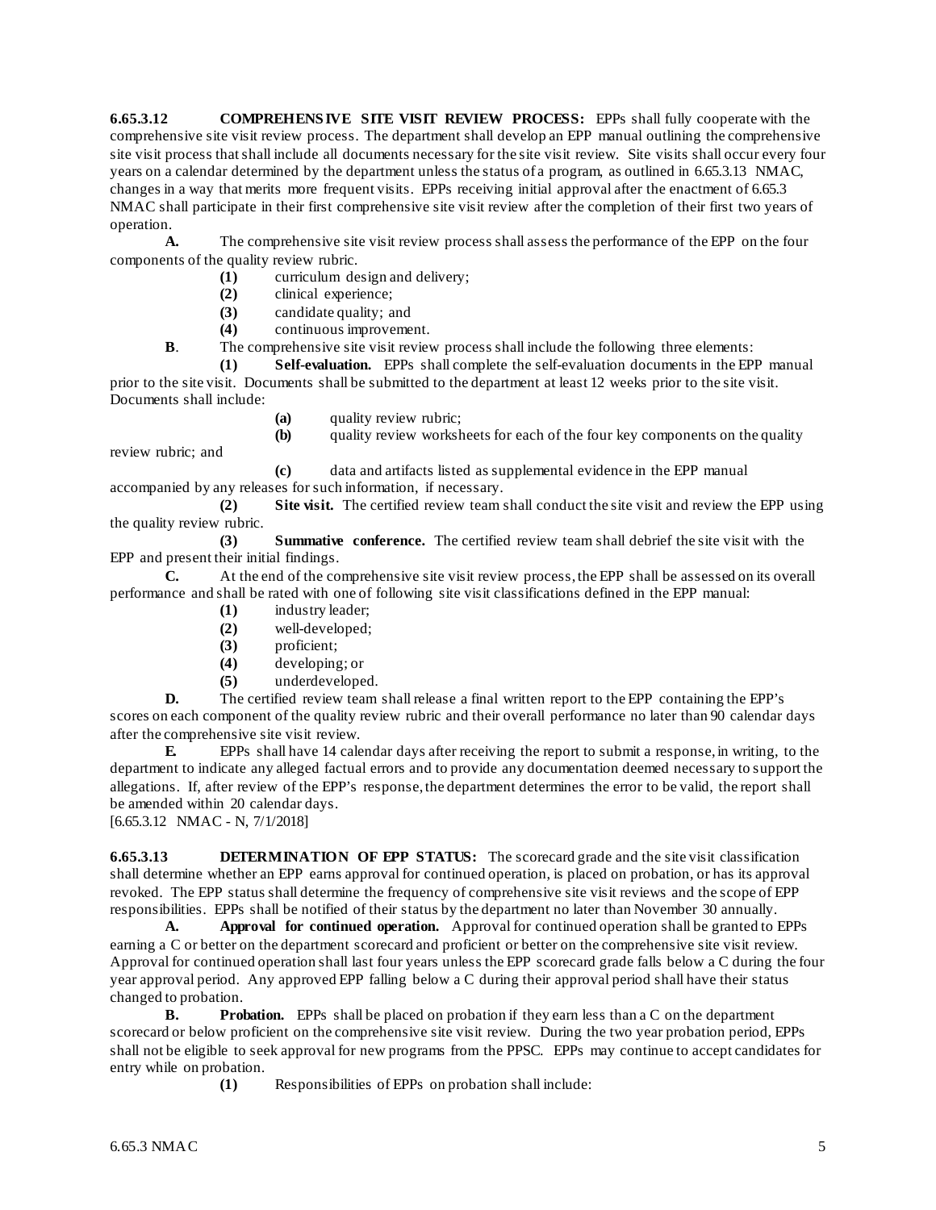**6.65.3.12 COMPREHENSIVE SITE VISIT REVIEW PROCESS:** EPPs shall fully cooperate with the comprehensive site visit review process. The department shall develop an EPP manual outlining the comprehensive site visit process that shall include all documents necessary for the site visit review. Site visits shall occur every four years on a calendar determined by the department unless the status of a program, as outlined in 6.65.3.13 NMAC, changes in a way that merits more frequent visits. EPPs receiving initial approval after the enactment of 6.65.3 NMAC shall participate in their first comprehensive site visit review after the completion of their first two years of operation.

**A.** The comprehensive site visit review process shall assess the performance of the EPP on the four components of the quality review rubric.

**(1)** curriculum design and delivery;

**(2)** clinical experience;

**(3)** candidate quality; and

**(4)** continuous improvement.

**B**. The comprehensive site visit review process shall include the following three elements:

**(1) Self-evaluation.** EPPs shall complete the self-evaluation documents in the EPP manual prior to the site visit. Documents shall be submitted to the department at least 12 weeks prior to the site visit. Documents shall include:

**(a)** quality review rubric;

**(b)** quality review worksheets for each of the four key components on the quality review rubric; and

**(c)** data and artifacts listed as supplemental evidence in the EPP manual accompanied by any releases for such information, if necessary.

**(2) Site visit.** The certified review team shall conduct the site visit and review the EPP using the quality review rubric.

**(3) Summative conference.** The certified review team shall debrief the site visit with the EPP and present their initial findings.

**C.** At the end of the comprehensive site visit review process, the EPP shall be assessed on its overall performance and shall be rated with one of following site visit classifications defined in the EPP manual:

**(1)** industry leader;

**(2)** well-developed;

**(3)** proficient;

**(4)** developing; or

**(5)** underdeveloped.

**D.** The certified review team shall release a final written report to the EPP containing the EPP's scores on each component of the quality review rubric and their overall performance no later than 90 calendar days after the comprehensive site visit review.

**E.** EPPs shall have 14 calendar days after receiving the report to submit a response, in writing, to the department to indicate any alleged factual errors and to provide any documentation deemed necessary to support the allegations. If, after review of the EPP's response, the department determines the error to be valid, the report shall be amended within 20 calendar days.

[6.65.3.12 NMAC - N, 7/1/2018]

**6.65.3.13 DETERMINATION OF EPP STATUS:** The scorecard grade and the site visit classification shall determine whether an EPP earns approval for continued operation, is placed on probation, or has its approval revoked. The EPP status shall determine the frequency of comprehensive site visit reviews and the scope of EPP responsibilities. EPPs shall be notified of their status by the department no later than November 30 annually.

**A. Approval for continued operation.** Approval for continued operation shall be granted to EPPs earning a C or better on the department scorecard and proficient or better on the comprehensive site visit review. Approval for continued operation shall last four years unless the EPP scorecard grade falls below a C during the four year approval period. Any approved EPP falling below a C during their approval period shall have their status changed to probation.

**B. Probation.** EPPs shall be placed on probation if they earn less than a C on the department scorecard or below proficient on the comprehensive site visit review. During the two year probation period, EPPs shall not be eligible to seek approval for new programs from the PPSC. EPPs may continue to accept candidates for entry while on probation.

**(1)** Responsibilities of EPPs on probation shall include: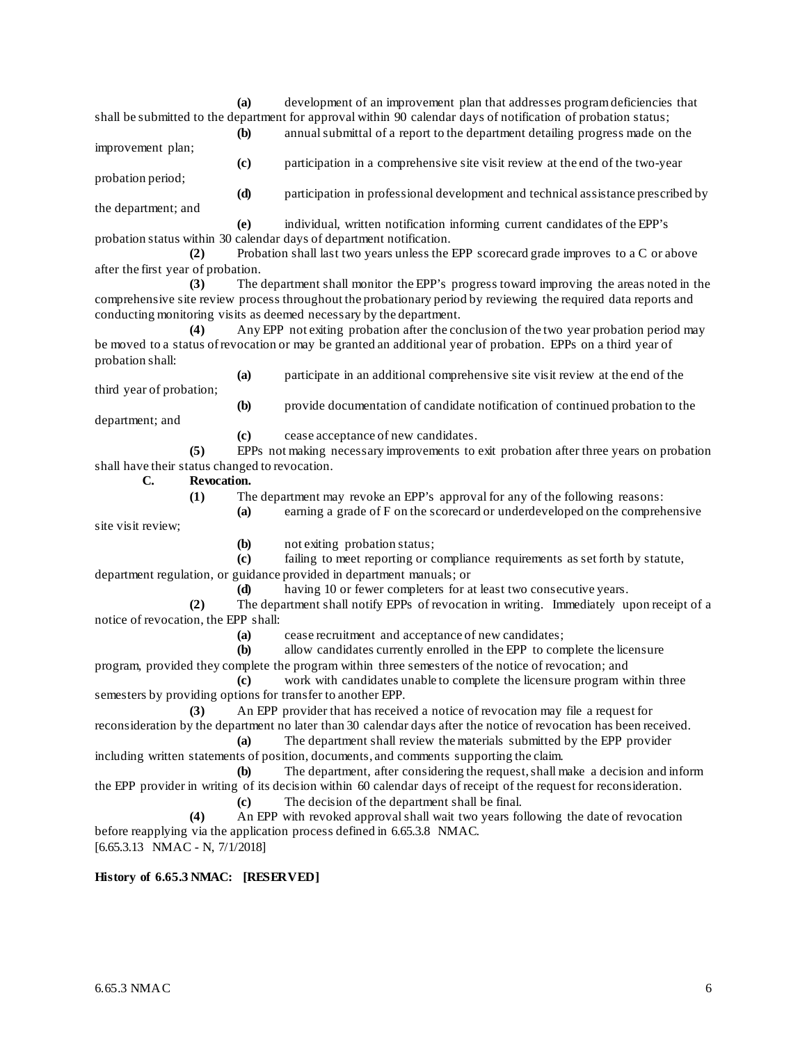**(a)** development of an improvement plan that addresses program deficiencies that shall be submitted to the department for approval within 90 calendar days of notification of probation status;

**(b)** annual submittal of a report to the department detailing progress made on the improvement plan;

**(c)** participation in a comprehensive site visit review at the end of the two-year probation period;

**(d)** participation in professional development and technical assistance prescribed by the department; and

**(e)** individual, written notification informing current candidates of the EPP's probation status within 30 calendar days of department notification.

**(2)** Probation shall last two years unless the EPP scorecard grade improves to a C or above after the first year of probation.

**(3)** The department shall monitor the EPP's progress toward improving the areas noted in the comprehensive site review process throughout the probationary period by reviewing the required data reports and conducting monitoring visits as deemed necessary by the department.

**(4)** Any EPP not exiting probation after the conclusion of the two year probation period may be moved to a status of revocation or may be granted an additional year of probation. EPPs on a third year of probation shall:

**(a)** participate in an additional comprehensive site visit review at the end of the third year of probation;

**(b)** provide documentation of candidate notification of continued probation to the department; and

**(c)** cease acceptance of new candidates.

**(5)** EPPs not making necessary improvements to exit probation after three years on probation shall have their status changed to revocation.

**C. Revocation.**

**(1)** The department may revoke an EPP's approval for any of the following reasons:

**(a)** earning a grade of F on the scorecard or underdeveloped on the comprehensive site visit review;

**(b)** not exiting probation status;

**(c)** failing to meet reporting or compliance requirements as set forth by statute, department regulation, or guidance provided in department manuals; or

**(d)** having 10 or fewer completers for at least two consecutive years.

**(2)** The department shall notify EPPs of revocation in writing. Immediately upon receipt of a notice of revocation, the EPP shall:

**(a)** cease recruitment and acceptance of new candidates;

**(b)** allow candidates currently enrolled in the EPP to complete the licensure program, provided they complete the program within three semesters of the notice of revocation; and

**(c)** work with candidates unable to complete the licensure program within three semesters by providing options for transfer to another EPP.

**(3)** An EPP provider that has received a notice of revocation may file a request for reconsideration by the department no later than 30 calendar days after the notice of revocation has been received.

**(a)** The department shall review the materials submitted by the EPP provider including written statements of position, documents, and comments supporting the claim.

**(b)** The department, after considering the request, shall make a decision and inform the EPP provider in writing of its decision within 60 calendar days of receipt of the request for reconsideration.

**(c)** The decision of the department shall be final.

**(4)** An EPP with revoked approval shall wait two years following the date of revocation before reapplying via the application process defined in 6.65.3.8 NMAC.

[6.65.3.13 NMAC - N, 7/1/2018]

**History of 6.65.3 NMAC: [RESERVED]**